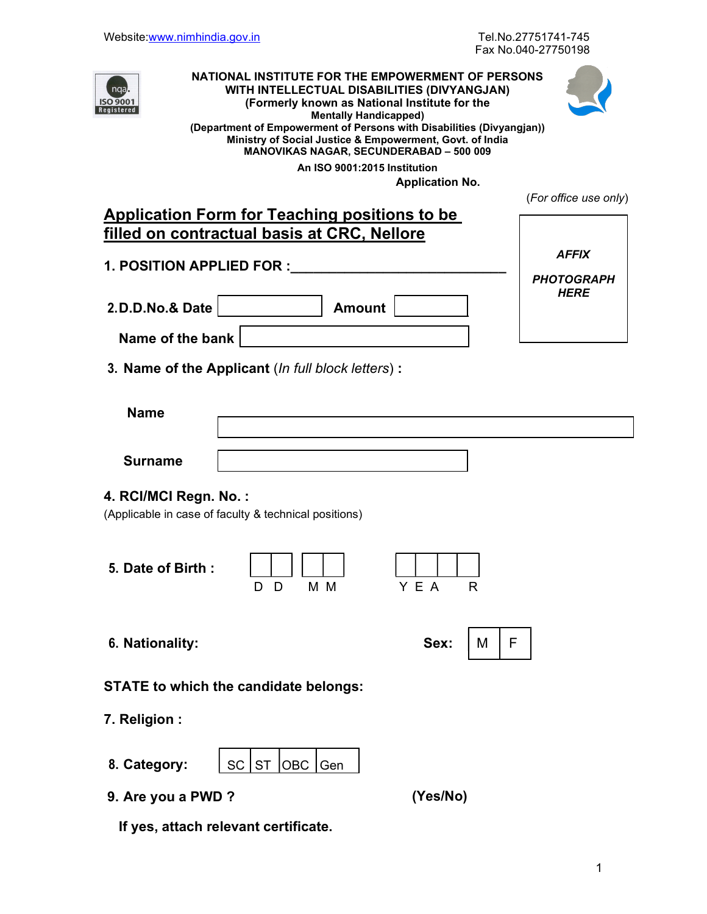Website:www.nimhindia.gov.in

Tel.No.27751741-745
Fax No.040-27750198

**NATIONAL INSTITUTE FOR THE EMPOWERMENT OF PERSONS WITH INTELLECTUAL DISABILITIES (DIVYANGJAN)**
**(Formerly known as National Institute for the Mentally Handicapped)**
**(Department of Empowerment of Persons with Disabilities (Divyangjan))**
**Ministry of Social Justice & Empowerment, Govt. of India**
**MANOVIKAS NAGAR, SECUNDERABAD – 500 009**

**An ISO 9001:2015 Institution**

**Application No.**

(*For office use only*)

## Application Form for Teaching positions to be filled on contractual basis at CRC, Nellore

***AFFIX PHOTOGRAPH HERE***

**1. POSITION APPLIED FOR :**______________________________

**2. D.D.No.& Date** [ ] **Amount** [ ]

**Name of the bank** [ ]

**3. Name of the Applicant** (*In full block letters*) **:**

**Name** [ ]

**Surname** [ ]

**4. RCI/MCI Regn. No. :**
(Applicable in case of faculty & technical positions)

**5. Date of Birth :** D D M M Y E A R

**6. Nationality:**

**Sex:** M | F

**STATE to which the candidate belongs:**

**7. Religion :**

**8. Category:** SC | ST | OBC | Gen

**9. Are you a PWD ?** **(Yes/No)**

**If yes, attach relevant certificate.**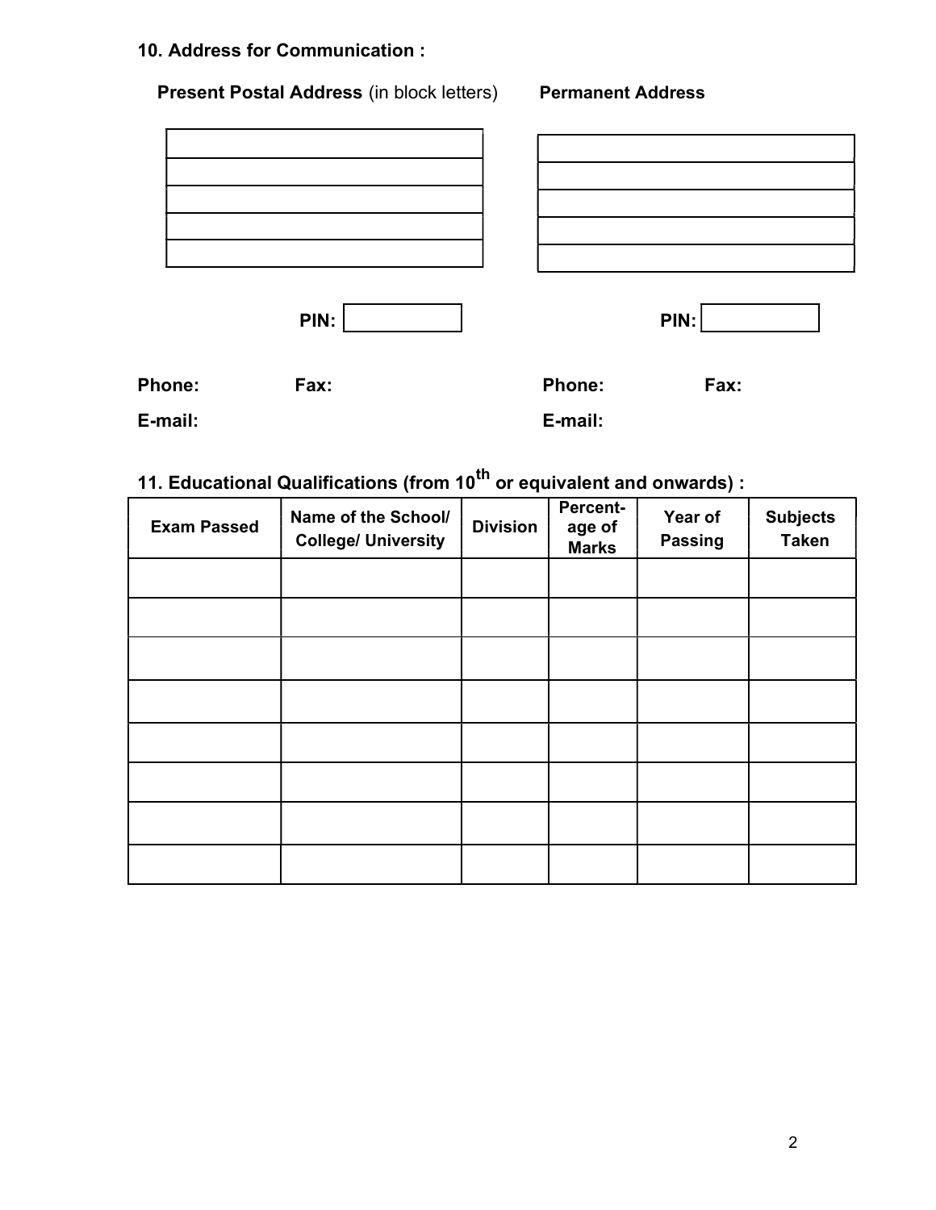**10. Address for Communication :**

**Present Postal Address** (in block letters)

| |
|---|
| |
| |
| |
| |
| |

**PIN:**

**Phone:** **Fax:**

**E-mail:**

**Permanent Address**

| |
|---|
| |
| |
| |
| |
| |

**PIN:**

**Phone:** **Fax:**

**E-mail:**

**11. Educational Qualifications (from 10th or equivalent and onwards) :**

| Exam Passed | Name of the School/ College/ University | Division | Percent-age of Marks | Year of Passing | Subjects Taken |
|---|---|---|---|---|---|
| | | | | | |
| | | | | | |
| | | | | | |
| | | | | | |
| | | | | | |
| | | | | | |
| | | | | | |
| | | | | | |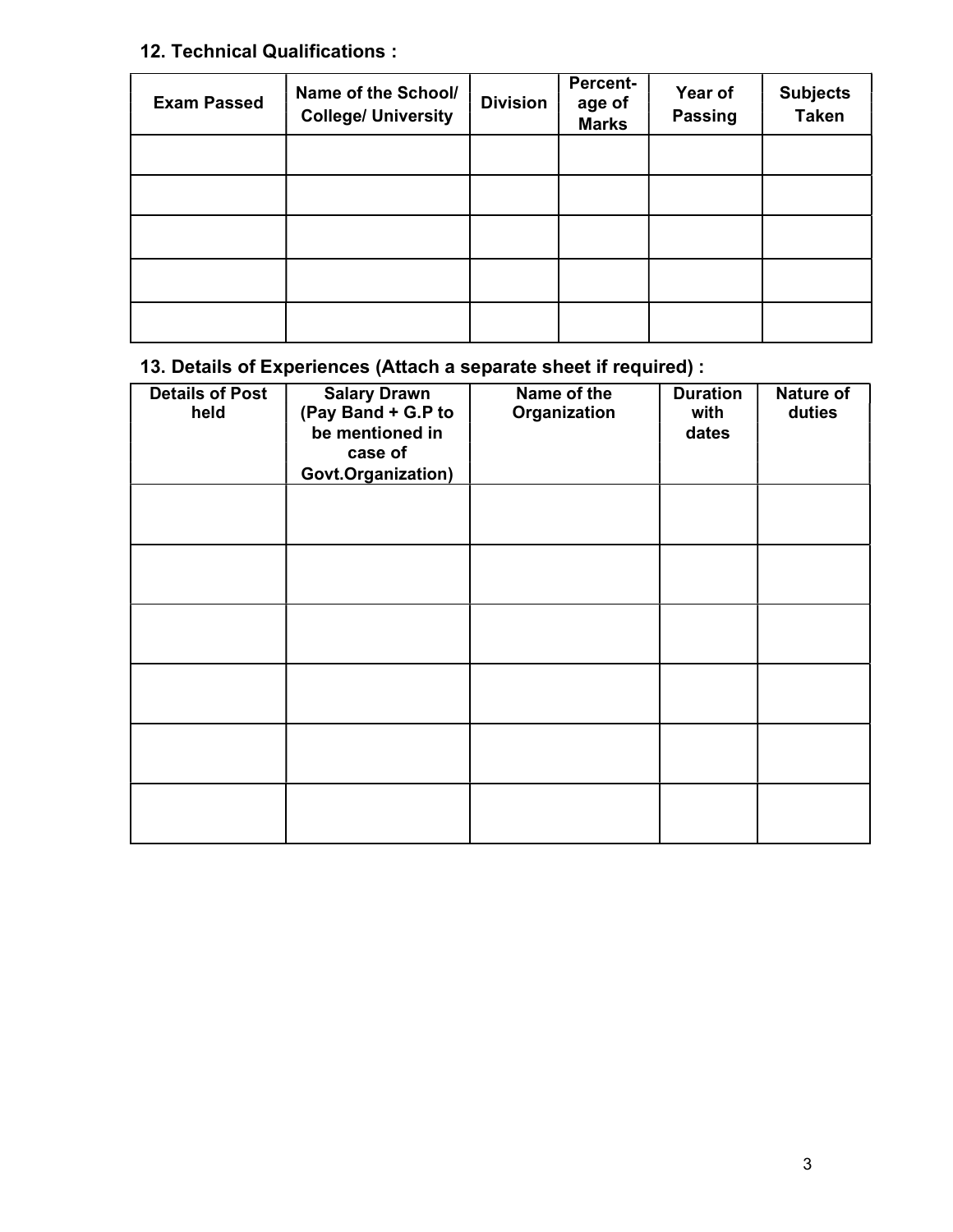**12. Technical Qualifications :**

| Exam Passed | Name of the School/ College/ University | Division | Percent-age of Marks | Year of Passing | Subjects Taken |
|---|---|---|---|---|---|
| | | | | | |
| | | | | | |
| | | | | | |
| | | | | | |
| | | | | | |

**13. Details of Experiences (Attach a separate sheet if required) :**

| Details of Post held | Salary Drawn (Pay Band + G.P to be mentioned in case of Govt.Organization) | Name of the Organization | Duration with dates | Nature of duties |
|---|---|---|---|---|
| | | | | |
| | | | | |
| | | | | |
| | | | | |
| | | | | |
| | | | | |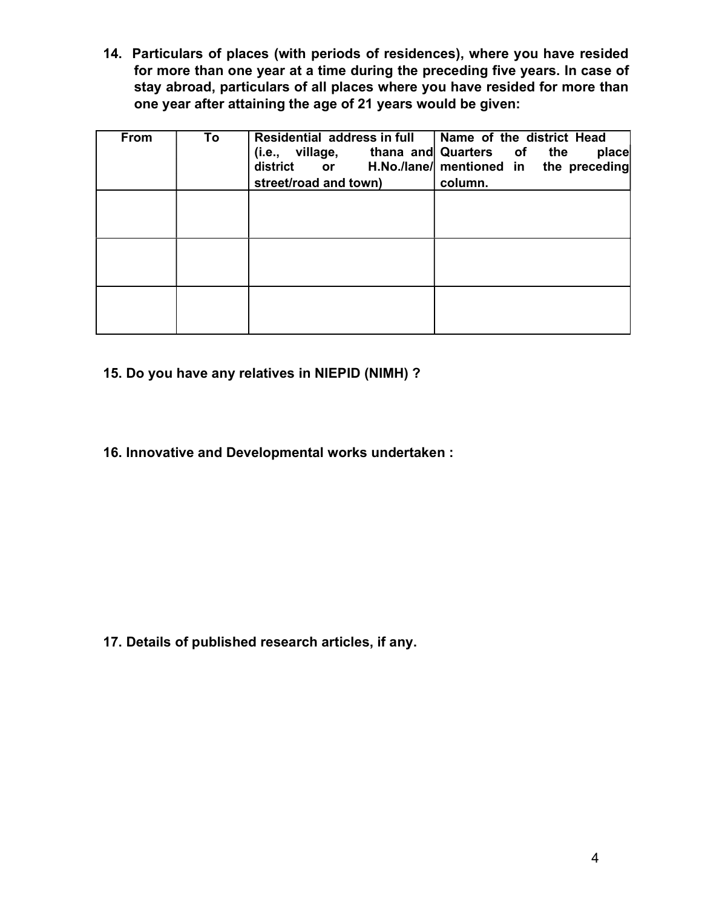**14. Particulars of places (with periods of residences), where you have resided for more than one year at a time during the preceding five years. In case of stay abroad, particulars of all places where you have resided for more than one year after attaining the age of 21 years would be given:**

| From | To | Residential address in full (i.e., village, thana and district or H.No./lane/ street/road and town) | Name of the district Head Quarters of the place mentioned in the preceding column. |
|---|---|---|---|
| | | | |
| | | | |
| | | | |

**15. Do you have any relatives in NIEPID (NIMH) ?**

**16. Innovative and Developmental works undertaken :**

**17. Details of published research articles, if any.**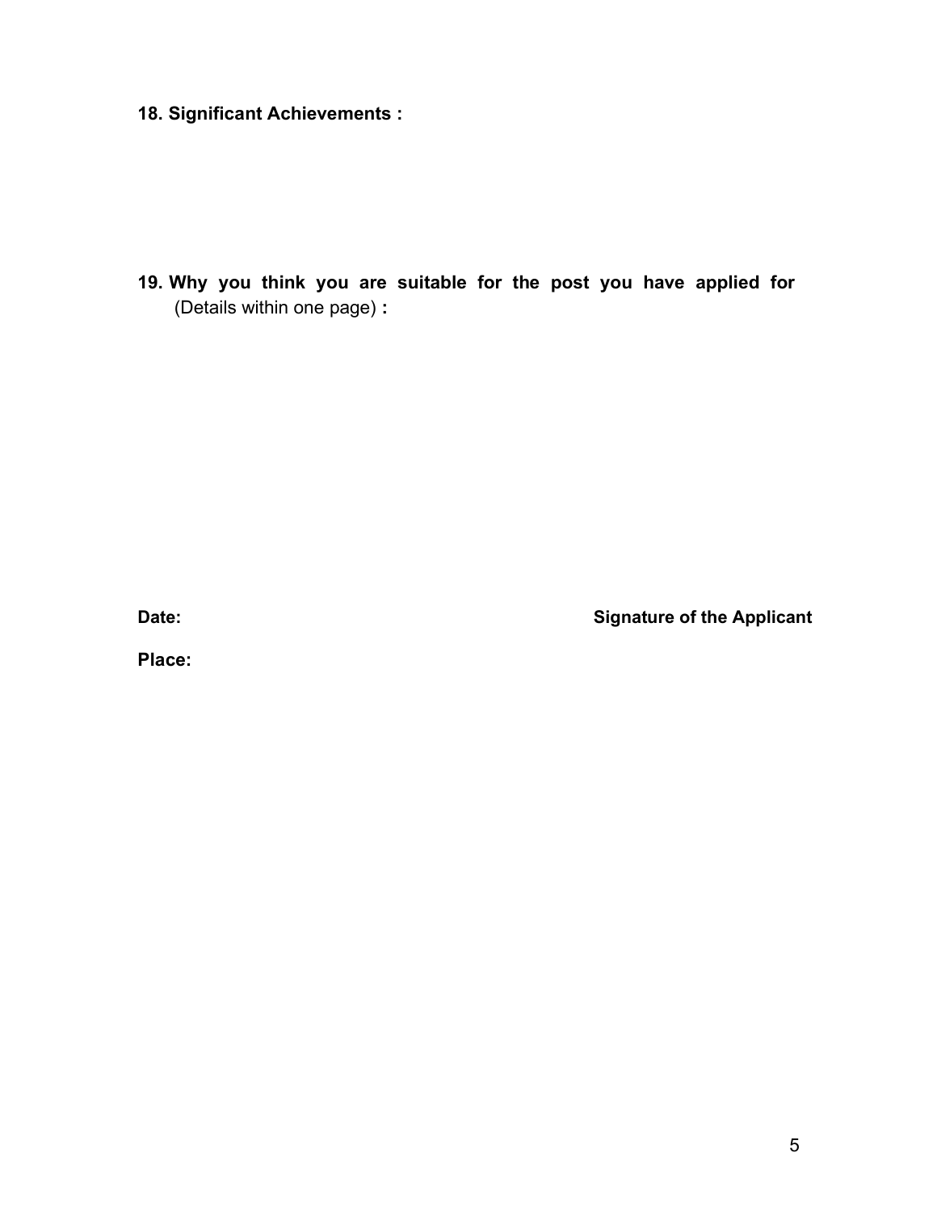**18. Significant Achievements :**

**19. Why you think you are suitable for the post you have applied for** (Details within one page) **:**

**Date:** **Signature of the Applicant**

**Place:**